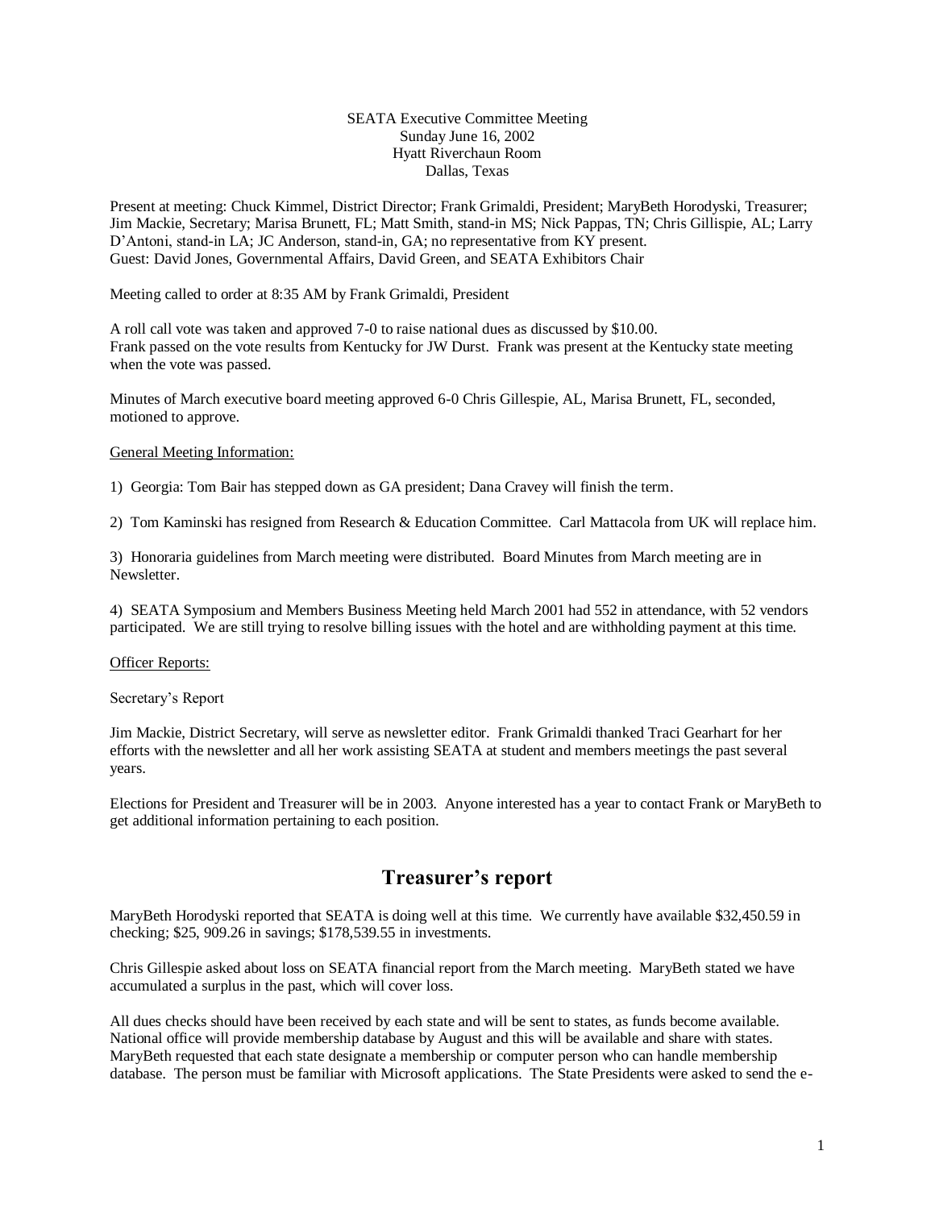SEATA Executive Committee Meeting
Sunday June 16, 2002
Hyatt Riverchaun Room
Dallas, Texas

Present at meeting: Chuck Kimmel, District Director; Frank Grimaldi, President; MaryBeth Horodyski, Treasurer; Jim Mackie, Secretary; Marisa Brunett, FL; Matt Smith, stand-in MS; Nick Pappas, TN; Chris Gillispie, AL; Larry D'Antoni, stand-in LA; JC Anderson, stand-in, GA; no representative from KY present.
Guest: David Jones, Governmental Affairs, David Green, and SEATA Exhibitors Chair

Meeting called to order at 8:35 AM by Frank Grimaldi, President

A roll call vote was taken and approved 7-0 to raise national dues as discussed by $10.00.
Frank passed on the vote results from Kentucky for JW Durst. Frank was present at the Kentucky state meeting when the vote was passed.

Minutes of March executive board meeting approved 6-0 Chris Gillespie, AL, Marisa Brunett, FL, seconded, motioned to approve.

General Meeting Information:

1) Georgia: Tom Bair has stepped down as GA president; Dana Cravey will finish the term.

2) Tom Kaminski has resigned from Research & Education Committee. Carl Mattacola from UK will replace him.

3) Honoraria guidelines from March meeting were distributed. Board Minutes from March meeting are in Newsletter.

4) SEATA Symposium and Members Business Meeting held March 2001 had 552 in attendance, with 52 vendors participated. We are still trying to resolve billing issues with the hotel and are withholding payment at this time.

Officer Reports:

Secretary's Report

Jim Mackie, District Secretary, will serve as newsletter editor. Frank Grimaldi thanked Traci Gearhart for her efforts with the newsletter and all her work assisting SEATA at student and members meetings the past several years.

Elections for President and Treasurer will be in 2003. Anyone interested has a year to contact Frank or MaryBeth to get additional information pertaining to each position.

## Treasurer's report

MaryBeth Horodyski reported that SEATA is doing well at this time. We currently have available $32,450.59 in checking; $25, 909.26 in savings; $178,539.55 in investments.

Chris Gillespie asked about loss on SEATA financial report from the March meeting. MaryBeth stated we have accumulated a surplus in the past, which will cover loss.

All dues checks should have been received by each state and will be sent to states, as funds become available. National office will provide membership database by August and this will be available and share with states. MaryBeth requested that each state designate a membership or computer person who can handle membership database. The person must be familiar with Microsoft applications. The State Presidents were asked to send the e-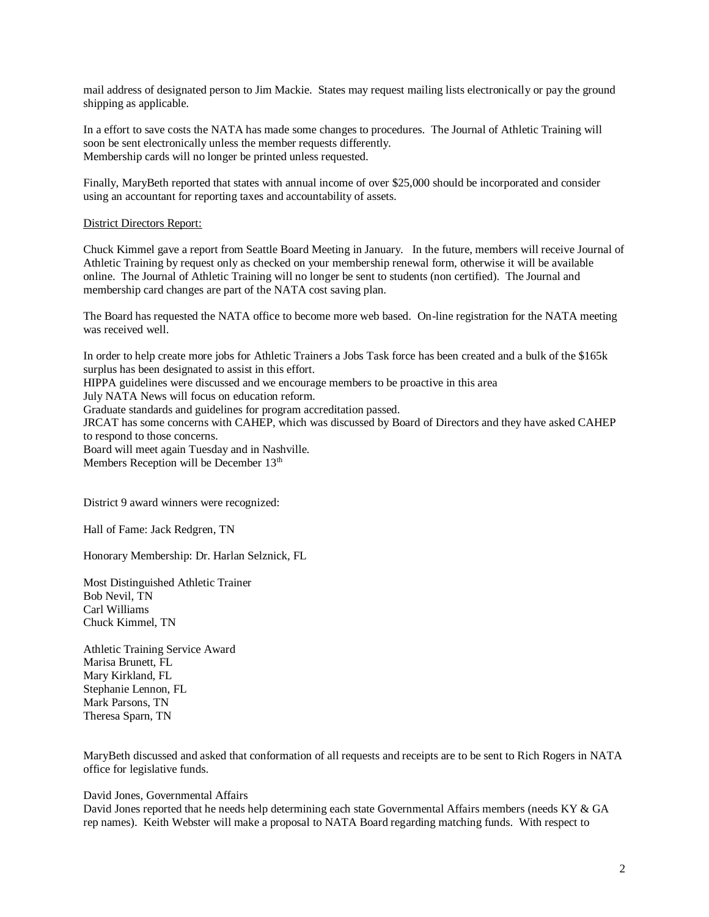mail address of designated person to Jim Mackie. States may request mailing lists electronically or pay the ground shipping as applicable.

In a effort to save costs the NATA has made some changes to procedures. The Journal of Athletic Training will soon be sent electronically unless the member requests differently.
Membership cards will no longer be printed unless requested.

Finally, MaryBeth reported that states with annual income of over $25,000 should be incorporated and consider using an accountant for reporting taxes and accountability of assets.

<u>District Directors Report:</u>

Chuck Kimmel gave a report from Seattle Board Meeting in January. In the future, members will receive Journal of Athletic Training by request only as checked on your membership renewal form, otherwise it will be available online. The Journal of Athletic Training will no longer be sent to students (non certified). The Journal and membership card changes are part of the NATA cost saving plan.

The Board has requested the NATA office to become more web based. On-line registration for the NATA meeting was received well.

In order to help create more jobs for Athletic Trainers a Jobs Task force has been created and a bulk of the $165k surplus has been designated to assist in this effort.
HIPPA guidelines were discussed and we encourage members to be proactive in this area
July NATA News will focus on education reform.
Graduate standards and guidelines for program accreditation passed.
JRCAT has some concerns with CAHEP, which was discussed by Board of Directors and they have asked CAHEP to respond to those concerns.
Board will meet again Tuesday and in Nashville.
Members Reception will be December 13th

District 9 award winners were recognized:

Hall of Fame: Jack Redgren, TN

Honorary Membership: Dr. Harlan Selznick, FL

Most Distinguished Athletic Trainer
Bob Nevil, TN
Carl Williams
Chuck Kimmel, TN

Athletic Training Service Award
Marisa Brunett, FL
Mary Kirkland, FL
Stephanie Lennon, FL
Mark Parsons, TN
Theresa Sparn, TN

MaryBeth discussed and asked that conformation of all requests and receipts are to be sent to Rich Rogers in NATA office for legislative funds.

David Jones, Governmental Affairs
David Jones reported that he needs help determining each state Governmental Affairs members (needs KY & GA rep names). Keith Webster will make a proposal to NATA Board regarding matching funds. With respect to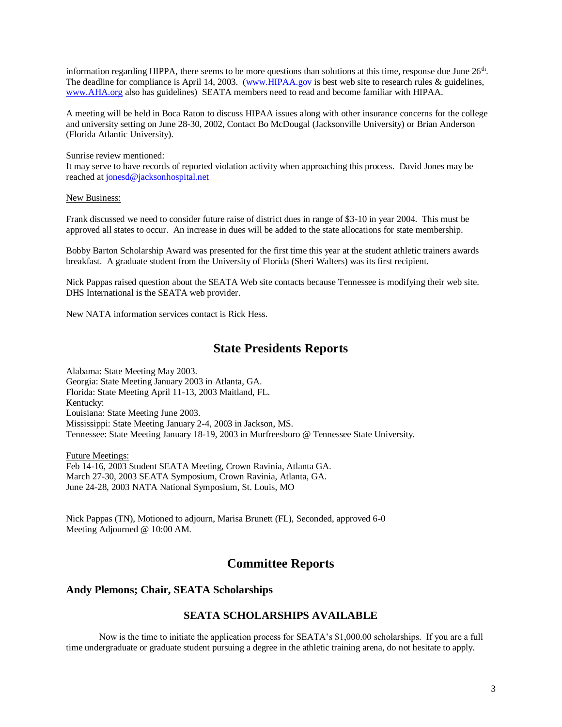information regarding HIPPA, there seems to be more questions than solutions at this time, response due June 26th. The deadline for compliance is April 14, 2003. (www.HIPAA.gov is best web site to research rules & guidelines, www.AHA.org also has guidelines) SEATA members need to read and become familiar with HIPAA.

A meeting will be held in Boca Raton to discuss HIPAA issues along with other insurance concerns for the college and university setting on June 28-30, 2002, Contact Bo McDougal (Jacksonville University) or Brian Anderson (Florida Atlantic University).

Sunrise review mentioned:
It may serve to have records of reported violation activity when approaching this process. David Jones may be reached at jonesd@jacksonhospital.net

New Business:

Frank discussed we need to consider future raise of district dues in range of $3-10 in year 2004. This must be approved all states to occur. An increase in dues will be added to the state allocations for state membership.

Bobby Barton Scholarship Award was presented for the first time this year at the student athletic trainers awards breakfast. A graduate student from the University of Florida (Sheri Walters) was its first recipient.

Nick Pappas raised question about the SEATA Web site contacts because Tennessee is modifying their web site. DHS International is the SEATA web provider.

New NATA information services contact is Rick Hess.

## State Presidents Reports

Alabama: State Meeting May 2003.
Georgia: State Meeting January 2003 in Atlanta, GA.
Florida: State Meeting April 11-13, 2003 Maitland, FL.
Kentucky:
Louisiana: State Meeting June 2003.
Mississippi: State Meeting January 2-4, 2003 in Jackson, MS.
Tennessee: State Meeting January 18-19, 2003 in Murfreesboro @ Tennessee State University.

Future Meetings:
Feb 14-16, 2003 Student SEATA Meeting, Crown Ravinia, Atlanta GA.
March 27-30, 2003 SEATA Symposium, Crown Ravinia, Atlanta, GA.
June 24-28, 2003 NATA National Symposium, St. Louis, MO

Nick Pappas (TN), Motioned to adjourn, Marisa Brunett (FL), Seconded, approved 6-0
Meeting Adjourned @ 10:00 AM.

## Committee Reports

### Andy Plemons; Chair, SEATA Scholarships

#### SEATA SCHOLARSHIPS AVAILABLE

Now is the time to initiate the application process for SEATA's $1,000.00 scholarships. If you are a full time undergraduate or graduate student pursuing a degree in the athletic training arena, do not hesitate to apply.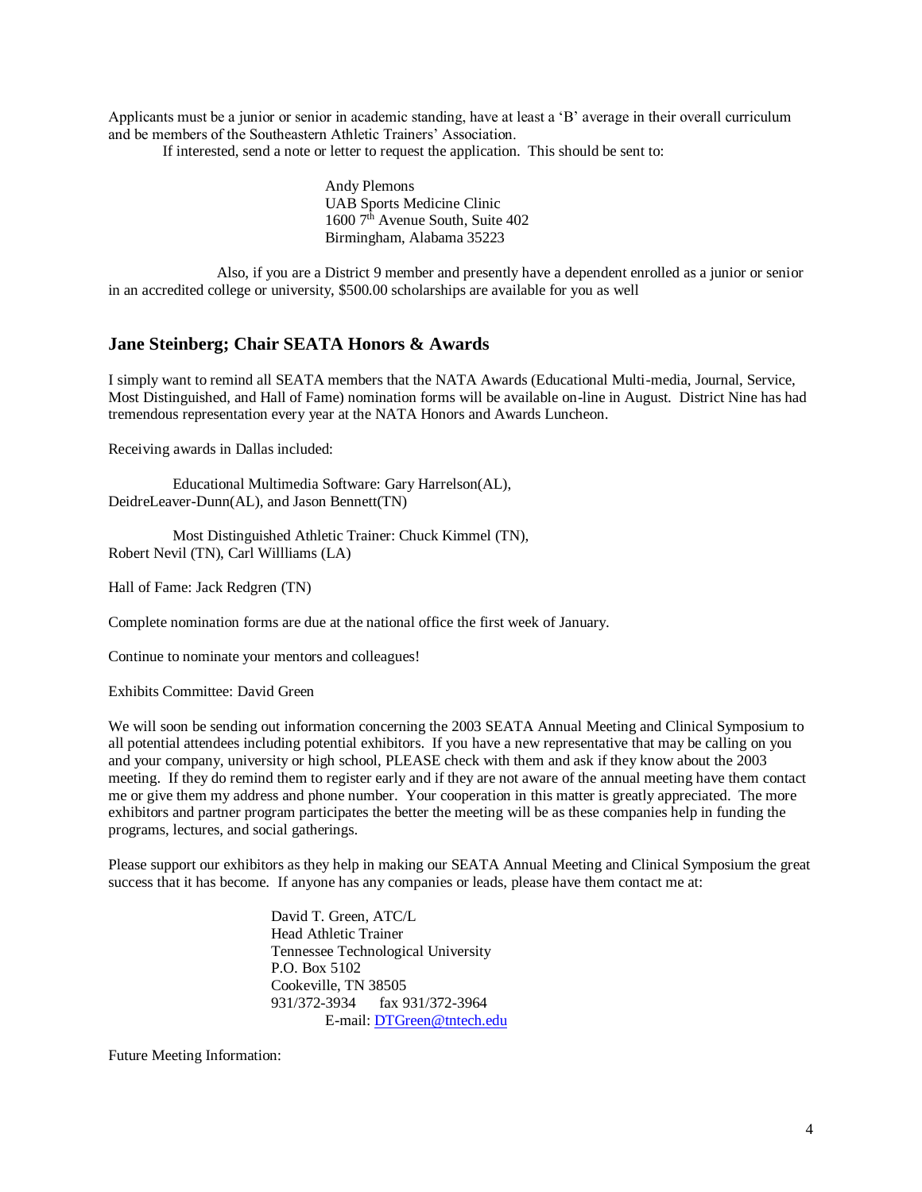Applicants must be a junior or senior in academic standing, have at least a 'B' average in their overall curriculum and be members of the Southeastern Athletic Trainers' Association.

If interested, send a note or letter to request the application. This should be sent to:

Andy Plemons
UAB Sports Medicine Clinic
1600 7th Avenue South, Suite 402
Birmingham, Alabama 35223

Also, if you are a District 9 member and presently have a dependent enrolled as a junior or senior in an accredited college or university, $500.00 scholarships are available for you as well

## Jane Steinberg; Chair SEATA Honors & Awards

I simply want to remind all SEATA members that the NATA Awards (Educational Multi-media, Journal, Service, Most Distinguished, and Hall of Fame) nomination forms will be available on-line in August. District Nine has had tremendous representation every year at the NATA Honors and Awards Luncheon.

Receiving awards in Dallas included:

Educational Multimedia Software: Gary Harrelson(AL), DeidreLeaver-Dunn(AL), and Jason Bennett(TN)

Most Distinguished Athletic Trainer: Chuck Kimmel (TN), Robert Nevil (TN), Carl Willliams (LA)

Hall of Fame: Jack Redgren (TN)

Complete nomination forms are due at the national office the first week of January.

Continue to nominate your mentors and colleagues!

Exhibits Committee: David Green

We will soon be sending out information concerning the 2003 SEATA Annual Meeting and Clinical Symposium to all potential attendees including potential exhibitors. If you have a new representative that may be calling on you and your company, university or high school, PLEASE check with them and ask if they know about the 2003 meeting. If they do remind them to register early and if they are not aware of the annual meeting have them contact me or give them my address and phone number. Your cooperation in this matter is greatly appreciated. The more exhibitors and partner program participates the better the meeting will be as these companies help in funding the programs, lectures, and social gatherings.

Please support our exhibitors as they help in making our SEATA Annual Meeting and Clinical Symposium the great success that it has become. If anyone has any companies or leads, please have them contact me at:

David T. Green, ATC/L
Head Athletic Trainer
Tennessee Technological University
P.O. Box 5102
Cookeville, TN 38505
931/372-3934 fax 931/372-3964
E-mail: DTGreen@tntech.edu

Future Meeting Information: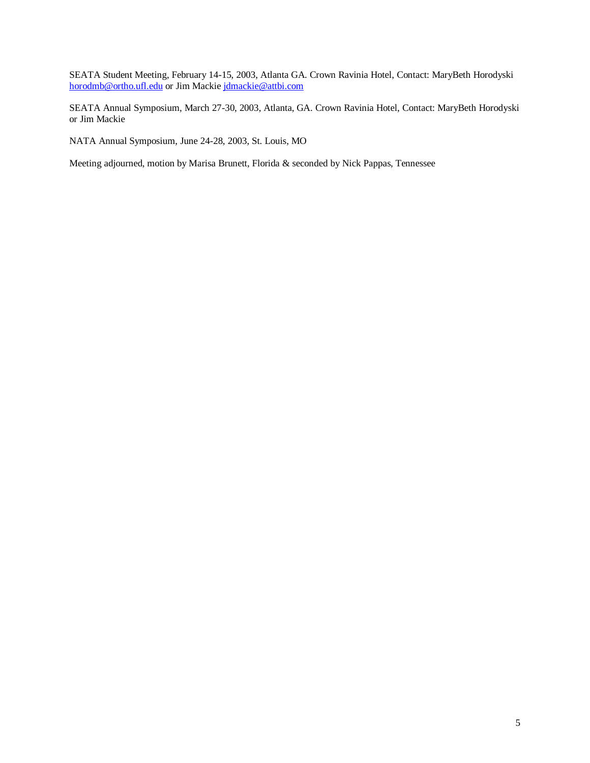SEATA Student Meeting, February 14-15, 2003, Atlanta GA. Crown Ravinia Hotel, Contact: MaryBeth Horodyski horodmb@ortho.ufl.edu or Jim Mackie jdmackie@attbi.com

SEATA Annual Symposium, March 27-30, 2003, Atlanta, GA. Crown Ravinia Hotel, Contact: MaryBeth Horodyski or Jim Mackie

NATA Annual Symposium, June 24-28, 2003, St. Louis, MO

Meeting adjourned, motion by Marisa Brunett, Florida & seconded by Nick Pappas, Tennessee